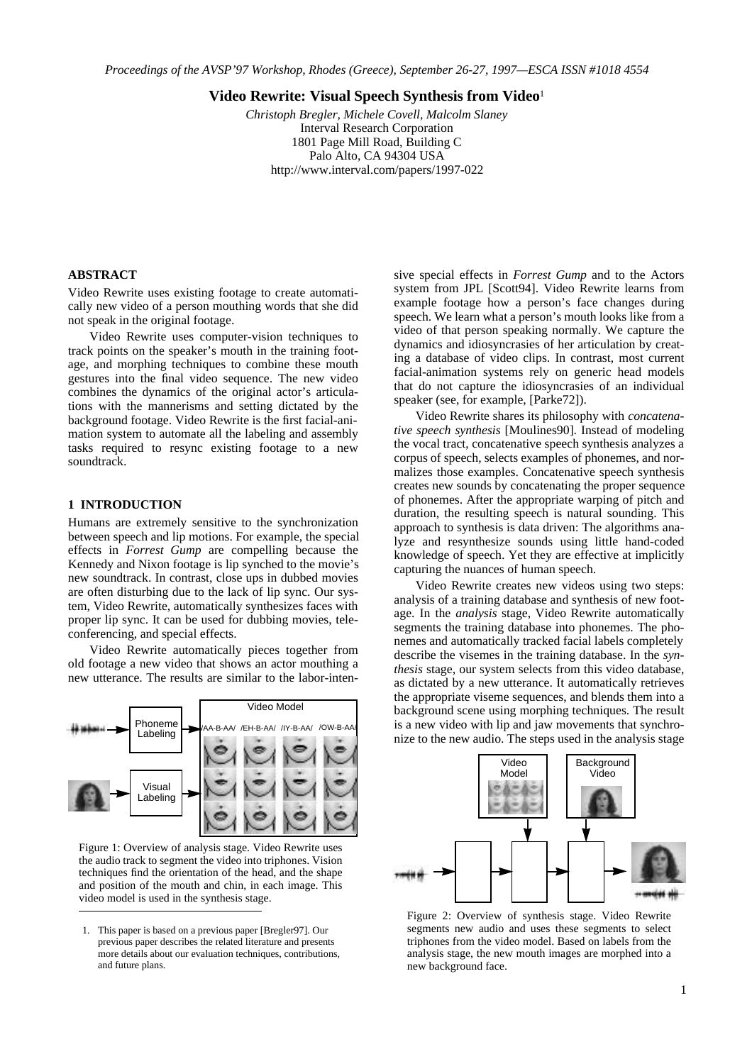*Proceedings of the AVSP'97 Workshop, Rhodes (Greece), September 26-27, 1997—ESCA ISSN #1018 4554*

# Video Rewrite: Visual Speech Synthesis from Video[1]

*Christoph Bregler, Michele Covell, Malcolm Slaney*
Interval Research Corporation
1801 Page Mill Road, Building C
Palo Alto, CA 94304 USA
http://www.interval.com/papers/1997-022

## ABSTRACT

Video Rewrite uses existing footage to create automatically new video of a person mouthing words that she did not speak in the original footage.

Video Rewrite uses computer-vision techniques to track points on the speaker's mouth in the training footage, and morphing techniques to combine these mouth gestures into the final video sequence. The new video combines the dynamics of the original actor's articulations with the mannerisms and setting dictated by the background footage. Video Rewrite is the first facial-animation system to automate all the labeling and assembly tasks required to resync existing footage to a new soundtrack.

## 1 INTRODUCTION

Humans are extremely sensitive to the synchronization between speech and lip motions. For example, the special effects in *Forrest Gump* are compelling because the Kennedy and Nixon footage is lip synched to the movie's new soundtrack. In contrast, close ups in dubbed movies are often disturbing due to the lack of lip sync. Our system, Video Rewrite, automatically synthesizes faces with proper lip sync. It can be used for dubbing movies, teleconferencing, and special effects.

Video Rewrite automatically pieces together from old footage a new video that shows an actor mouthing a new utterance. The results are similar to the labor-intensive special effects in *Forrest Gump* and to the Actors system from JPL [Scott94]. Video Rewrite learns from example footage how a person's face changes during speech. We learn what a person's mouth looks like from a video of that person speaking normally. We capture the dynamics and idiosyncrasies of her articulation by creating a database of video clips. In contrast, most current facial-animation systems rely on generic head models that do not capture the idiosyncrasies of an individual speaker (see, for example, [Parke72]).

Figure 1: Overview of analysis stage. Video Rewrite uses the audio track to segment the video into triphones. Vision techniques find the orientation of the head, and the shape and position of the mouth and chin, in each image. This video model is used in the synthesis stage.

Video Rewrite shares its philosophy with *concatenative speech synthesis* [Moulines90]. Instead of modeling the vocal tract, concatenative speech synthesis analyzes a corpus of speech, selects examples of phonemes, and normalizes those examples. Concatenative speech synthesis creates new sounds by concatenating the proper sequence of phonemes. After the appropriate warping of pitch and duration, the resulting speech is natural sounding. This approach to synthesis is data driven: The algorithms analyze and resynthesize sounds using little hand-coded knowledge of speech. Yet they are effective at implicitly capturing the nuances of human speech.

Video Rewrite creates new videos using two steps: analysis of a training database and synthesis of new footage. In the *analysis* stage, Video Rewrite automatically segments the training database into phonemes. The phonemes and automatically tracked facial labels completely describe the visemes in the training database. In the *synthesis* stage, our system selects from this video database, as dictated by a new utterance. It automatically retrieves the appropriate viseme sequences, and blends them into a background scene using morphing techniques. The result is a new video with lip and jaw movements that synchronize to the new audio. The steps used in the analysis stage

Figure 2: Overview of synthesis stage. Video Rewrite segments new audio and uses these segments to select triphones from the video model. Based on labels from the analysis stage, the new mouth images are morphed into a new background face.

1. This paper is based on a previous paper [Bregler97]. Our previous paper describes the related literature and presents more details about our evaluation techniques, contributions, and future plans.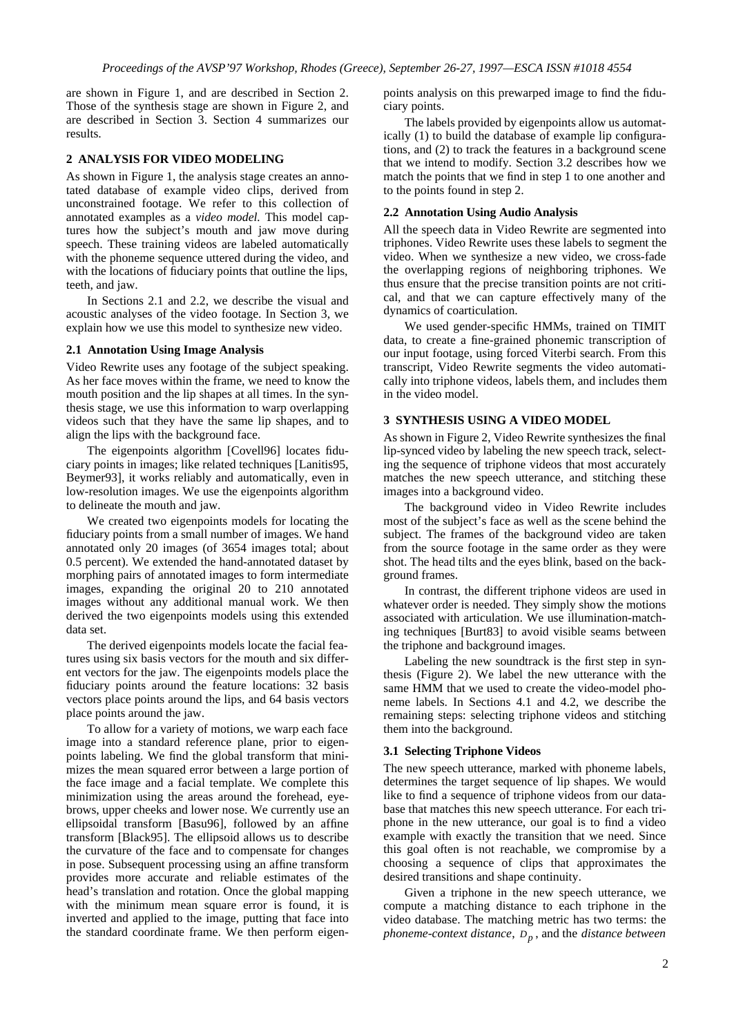are shown in Figure 1, and are described in Section 2. Those of the synthesis stage are shown in Figure 2, and are described in Section 3. Section 4 summarizes our results.

## 2 ANALYSIS FOR VIDEO MODELING

As shown in Figure 1, the analysis stage creates an annotated database of example video clips, derived from unconstrained footage. We refer to this collection of annotated examples as a *video model*. This model captures how the subject's mouth and jaw move during speech. These training videos are labeled automatically with the phoneme sequence uttered during the video, and with the locations of fiduciary points that outline the lips, teeth, and jaw.

In Sections 2.1 and 2.2, we describe the visual and acoustic analyses of the video footage. In Section 3, we explain how we use this model to synthesize new video.

### 2.1 Annotation Using Image Analysis

Video Rewrite uses any footage of the subject speaking. As her face moves within the frame, we need to know the mouth position and the lip shapes at all times. In the synthesis stage, we use this information to warp overlapping videos such that they have the same lip shapes, and to align the lips with the background face.

The eigenpoints algorithm [Covell96] locates fiduciary points in images; like related techniques [Lanitis95, Beymer93], it works reliably and automatically, even in low-resolution images. We use the eigenpoints algorithm to delineate the mouth and jaw.

We created two eigenpoints models for locating the fiduciary points from a small number of images. We hand annotated only 20 images (of 3654 images total; about 0.5 percent). We extended the hand-annotated dataset by morphing pairs of annotated images to form intermediate images, expanding the original 20 to 210 annotated images without any additional manual work. We then derived the two eigenpoints models using this extended data set.

The derived eigenpoints models locate the facial features using six basis vectors for the mouth and six different vectors for the jaw. The eigenpoints models place the fiduciary points around the feature locations: 32 basis vectors place points around the lips, and 64 basis vectors place points around the jaw.

To allow for a variety of motions, we warp each face image into a standard reference plane, prior to eigenpoints labeling. We find the global transform that minimizes the mean squared error between a large portion of the face image and a facial template. We complete this minimization using the areas around the forehead, eyebrows, upper cheeks and lower nose. We currently use an ellipsoidal transform [Basu96], followed by an affine transform [Black95]. The ellipsoid allows us to describe the curvature of the face and to compensate for changes in pose. Subsequent processing using an affine transform provides more accurate and reliable estimates of the head's translation and rotation. Once the global mapping with the minimum mean square error is found, it is inverted and applied to the image, putting that face into the standard coordinate frame. We then perform eigenpoints analysis on this prewarped image to find the fiduciary points.

The labels provided by eigenpoints allow us automatically (1) to build the database of example lip configurations, and (2) to track the features in a background scene that we intend to modify. Section 3.2 describes how we match the points that we find in step 1 to one another and to the points found in step 2.

### 2.2 Annotation Using Audio Analysis

All the speech data in Video Rewrite are segmented into triphones. Video Rewrite uses these labels to segment the video. When we synthesize a new video, we cross-fade the overlapping regions of neighboring triphones. We thus ensure that the precise transition points are not critical, and that we can capture effectively many of the dynamics of coarticulation.

We used gender-specific HMMs, trained on TIMIT data, to create a fine-grained phonemic transcription of our input footage, using forced Viterbi search. From this transcript, Video Rewrite segments the video automatically into triphone videos, labels them, and includes them in the video model.

## 3 SYNTHESIS USING A VIDEO MODEL

As shown in Figure 2, Video Rewrite synthesizes the final lip-synced video by labeling the new speech track, selecting the sequence of triphone videos that most accurately matches the new speech utterance, and stitching these images into a background video.

The background video in Video Rewrite includes most of the subject's face as well as the scene behind the subject. The frames of the background video are taken from the source footage in the same order as they were shot. The head tilts and the eyes blink, based on the background frames.

In contrast, the different triphone videos are used in whatever order is needed. They simply show the motions associated with articulation. We use illumination-matching techniques [Burt83] to avoid visible seams between the triphone and background images.

Labeling the new soundtrack is the first step in synthesis (Figure 2). We label the new utterance with the same HMM that we used to create the video-model phoneme labels. In Sections 4.1 and 4.2, we describe the remaining steps: selecting triphone videos and stitching them into the background.

### 3.1 Selecting Triphone Videos

The new speech utterance, marked with phoneme labels, determines the target sequence of lip shapes. We would like to find a sequence of triphone videos from our database that matches this new speech utterance. For each triphone in the new utterance, our goal is to find a video example with exactly the transition that we need. Since this goal often is not reachable, we compromise by a choosing a sequence of clips that approximates the desired transitions and shape continuity.

Given a triphone in the new speech utterance, we compute a matching distance to each triphone in the video database. The matching metric has two terms: the *phoneme-context distance*, $D_p$, and the *distance between*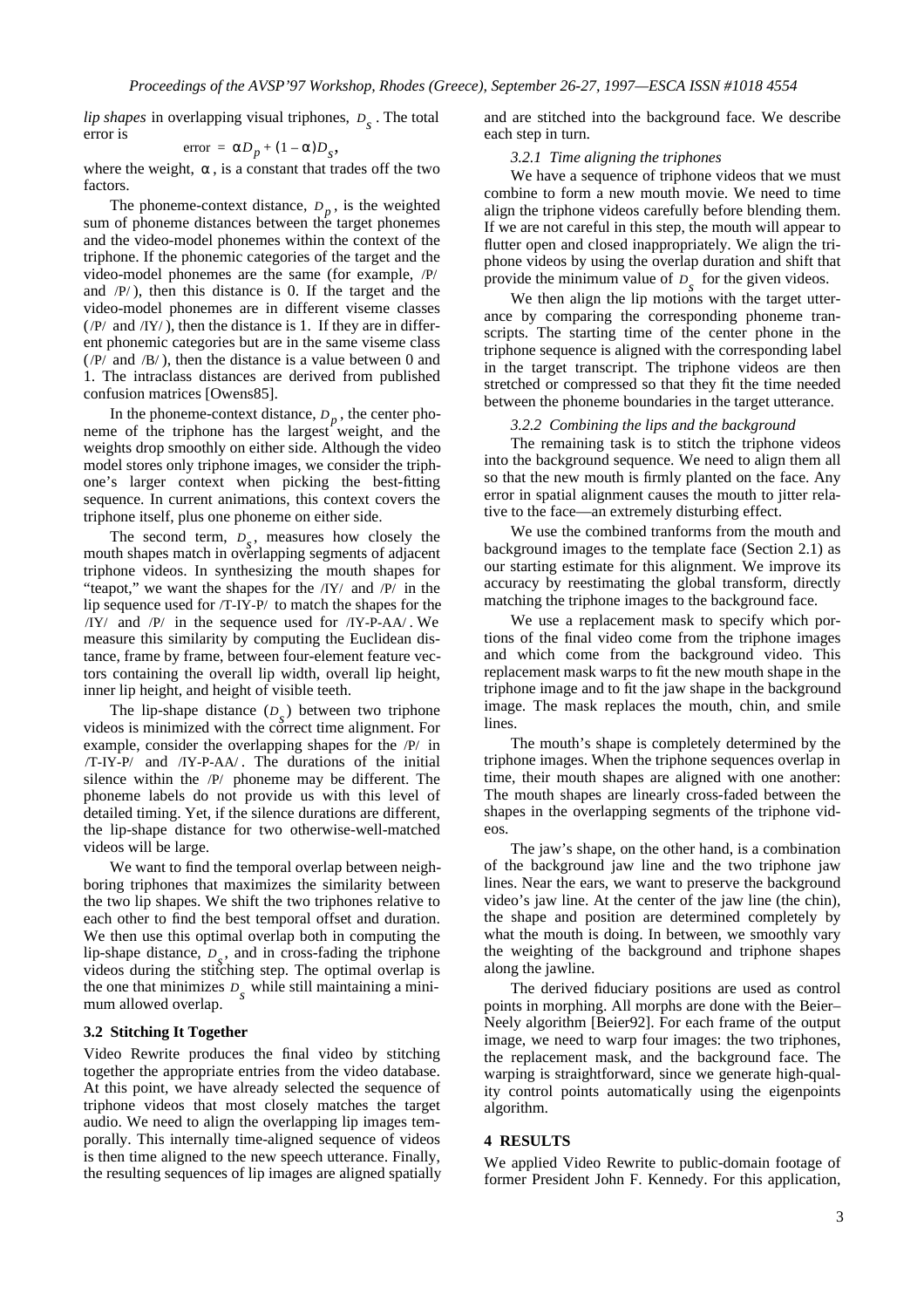*lip shapes* in overlapping visual triphones, $D_s$. The total error is

$$\text{error} = \alpha D_p + (1 - \alpha) D_s,$$

where the weight, $\alpha$, is a constant that trades off the two factors.

The phoneme-context distance, $D_p$, is the weighted sum of phoneme distances between the target phonemes and the video-model phonemes within the context of the triphone. If the phonemic categories of the target and the video-model phonemes are the same (for example, /P/ and /P/), then this distance is 0. If the target and the video-model phonemes are in different viseme classes (/P/ and /IY/), then the distance is 1. If they are in different phonemic categories but are in the same viseme class (/P/ and /B/), then the distance is a value between 0 and 1. The intraclass distances are derived from published confusion matrices [Owens85].

In the phoneme-context distance, $D_p$, the center phoneme of the triphone has the largest weight, and the weights drop smoothly on either side. Although the video model stores only triphone images, we consider the triphone's larger context when picking the best-fitting sequence. In current animations, this context covers the triphone itself, plus one phoneme on either side.

The second term, $D_s$, measures how closely the mouth shapes match in overlapping segments of adjacent triphone videos. In synthesizing the mouth shapes for "teapot," we want the shapes for the /IY/ and /P/ in the lip sequence used for /T-IY-P/ to match the shapes for the /IY/ and /P/ in the sequence used for /IY-P-AA/. We measure this similarity by computing the Euclidean distance, frame by frame, between four-element feature vectors containing the overall lip width, overall lip height, inner lip height, and height of visible teeth.

The lip-shape distance ($D_s$) between two triphone videos is minimized with the correct time alignment. For example, consider the overlapping shapes for the /P/ in /T-IY-P/ and /IY-P-AA/. The durations of the initial silence within the /P/ phoneme may be different. The phoneme labels do not provide us with this level of detailed timing. Yet, if the silence durations are different, the lip-shape distance for two otherwise-well-matched videos will be large.

We want to find the temporal overlap between neighboring triphones that maximizes the similarity between the two lip shapes. We shift the two triphones relative to each other to find the best temporal offset and duration. We then use this optimal overlap both in computing the lip-shape distance, $D_s$, and in cross-fading the triphone videos during the stitching step. The optimal overlap is the one that minimizes $D_s$ while still maintaining a minimum allowed overlap.

### 3.2 Stitching It Together

Video Rewrite produces the final video by stitching together the appropriate entries from the video database. At this point, we have already selected the sequence of triphone videos that most closely matches the target audio. We need to align the overlapping lip images temporally. This internally time-aligned sequence of videos is then time aligned to the new speech utterance. Finally, the resulting sequences of lip images are aligned spatially and are stitched into the background face. We describe each step in turn.

#### *3.2.1 Time aligning the triphones*

We have a sequence of triphone videos that we must combine to form a new mouth movie. We need to time align the triphone videos carefully before blending them. If we are not careful in this step, the mouth will appear to flutter open and closed inappropriately. We align the triphone videos by using the overlap duration and shift that provide the minimum value of $D_s$ for the given videos.

We then align the lip motions with the target utterance by comparing the corresponding phoneme transcripts. The starting time of the center phone in the triphone sequence is aligned with the corresponding label in the target transcript. The triphone videos are then stretched or compressed so that they fit the time needed between the phoneme boundaries in the target utterance.

#### *3.2.2 Combining the lips and the background*

The remaining task is to stitch the triphone videos into the background sequence. We need to align them all so that the new mouth is firmly planted on the face. Any error in spatial alignment causes the mouth to jitter relative to the face—an extremely disturbing effect.

We use the combined tranforms from the mouth and background images to the template face (Section 2.1) as our starting estimate for this alignment. We improve its accuracy by reestimating the global transform, directly matching the triphone images to the background face.

We use a replacement mask to specify which portions of the final video come from the triphone images and which come from the background video. This replacement mask warps to fit the new mouth shape in the triphone image and to fit the jaw shape in the background image. The mask replaces the mouth, chin, and smile lines.

The mouth's shape is completely determined by the triphone images. When the triphone sequences overlap in time, their mouth shapes are aligned with one another: The mouth shapes are linearly cross-faded between the shapes in the overlapping segments of the triphone videos.

The jaw's shape, on the other hand, is a combination of the background jaw line and the two triphone jaw lines. Near the ears, we want to preserve the background video's jaw line. At the center of the jaw line (the chin), the shape and position are determined completely by what the mouth is doing. In between, we smoothly vary the weighting of the background and triphone shapes along the jawline.

The derived fiduciary positions are used as control points in morphing. All morphs are done with the Beier–Neely algorithm [Beier92]. For each frame of the output image, we need to warp four images: the two triphones, the replacement mask, and the background face. The warping is straightforward, since we generate high-quality control points automatically using the eigenpoints algorithm.

## 4 RESULTS

We applied Video Rewrite to public-domain footage of former President John F. Kennedy. For this application,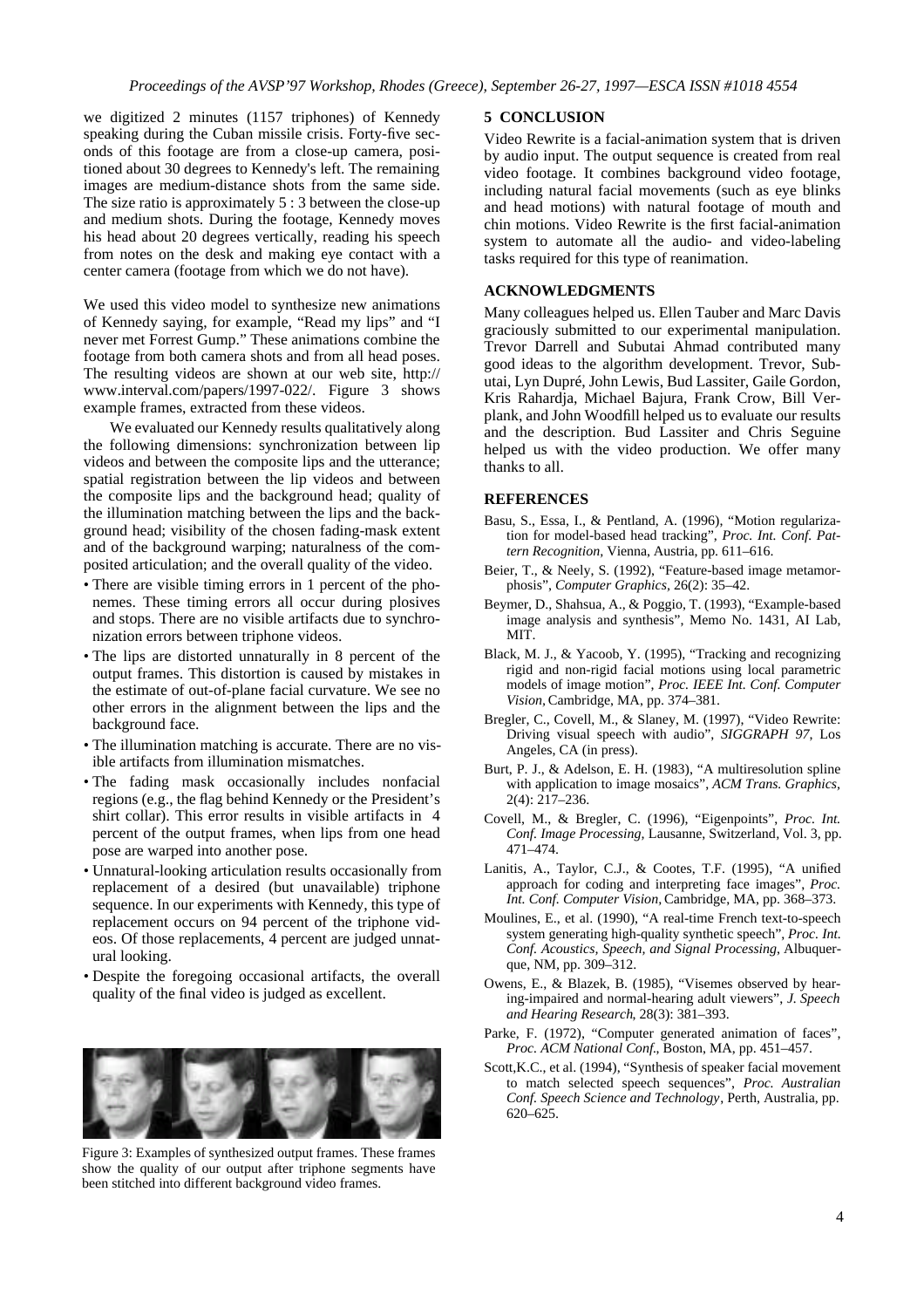we digitized 2 minutes (1157 triphones) of Kennedy speaking during the Cuban missile crisis. Forty-five seconds of this footage are from a close-up camera, positioned about 30 degrees to Kennedy's left. The remaining images are medium-distance shots from the same side. The size ratio is approximately 5 : 3 between the close-up and medium shots. During the footage, Kennedy moves his head about 20 degrees vertically, reading his speech from notes on the desk and making eye contact with a center camera (footage from which we do not have).

We used this video model to synthesize new animations of Kennedy saying, for example, "Read my lips" and "I never met Forrest Gump." These animations combine the footage from both camera shots and from all head poses. The resulting videos are shown at our web site, http://www.interval.com/papers/1997-022/. Figure 3 shows example frames, extracted from these videos.

We evaluated our Kennedy results qualitatively along the following dimensions: synchronization between lip videos and between the composite lips and the utterance; spatial registration between the lip videos and between the composite lips and the background head; quality of the illumination matching between the lips and the background head; visibility of the chosen fading-mask extent and of the background warping; naturalness of the composited articulation; and the overall quality of the video.

- There are visible timing errors in 1 percent of the phonemes. These timing errors all occur during plosives and stops. There are no visible artifacts due to synchronization errors between triphone videos.
- The lips are distorted unnaturally in 8 percent of the output frames. This distortion is caused by mistakes in the estimate of out-of-plane facial curvature. We see no other errors in the alignment between the lips and the background face.
- The illumination matching is accurate. There are no visible artifacts from illumination mismatches.
- The fading mask occasionally includes nonfacial regions (e.g., the flag behind Kennedy or the President's shirt collar). This error results in visible artifacts in 4 percent of the output frames, when lips from one head pose are warped into another pose.
- Unnatural-looking articulation results occasionally from replacement of a desired (but unavailable) triphone sequence. In our experiments with Kennedy, this type of replacement occurs on 94 percent of the triphone videos. Of those replacements, 4 percent are judged unnatural looking.
- Despite the foregoing occasional artifacts, the overall quality of the final video is judged as excellent.

Figure 3: Examples of synthesized output frames. These frames show the quality of our output after triphone segments have been stitched into different background video frames.

## 5 CONCLUSION

Video Rewrite is a facial-animation system that is driven by audio input. The output sequence is created from real video footage. It combines background video footage, including natural facial movements (such as eye blinks and head motions) with natural footage of mouth and chin motions. Video Rewrite is the first facial-animation system to automate all the audio- and video-labeling tasks required for this type of reanimation.

## ACKNOWLEDGMENTS

Many colleagues helped us. Ellen Tauber and Marc Davis graciously submitted to our experimental manipulation. Trevor Darrell and Subutai Ahmad contributed many good ideas to the algorithm development. Trevor, Subutai, Lyn Dupré, John Lewis, Bud Lassiter, Gaile Gordon, Kris Rahardja, Michael Bajura, Frank Crow, Bill Verplank, and John Woodfill helped us to evaluate our results and the description. Bud Lassiter and Chris Seguine helped us with the video production. We offer many thanks to all.

## REFERENCES

Basu, S., Essa, I., & Pentland, A. (1996), "Motion regularization for model-based head tracking", *Proc. Int. Conf. Pattern Recognition,* Vienna, Austria, pp. 611–616.

Beier, T., & Neely, S. (1992), "Feature-based image metamorphosis", *Computer Graphics*, 26(2): 35–42.

Beymer, D., Shahsua, A., & Poggio, T. (1993), "Example-based image analysis and synthesis", Memo No. 1431, AI Lab, MIT.

Black, M. J., & Yacoob, Y. (1995), "Tracking and recognizing rigid and non-rigid facial motions using local parametric models of image motion", *Proc. IEEE Int. Conf. Computer Vision*, Cambridge, MA, pp. 374–381.

Bregler, C., Covell, M., & Slaney, M. (1997), "Video Rewrite: Driving visual speech with audio", *SIGGRAPH 97*, Los Angeles, CA (in press).

Burt, P. J., & Adelson, E. H. (1983), "A multiresolution spline with application to image mosaics", *ACM Trans. Graphics*, 2(4): 217–236.

Covell, M., & Bregler, C. (1996), "Eigenpoints", *Proc. Int. Conf. Image Processing*, Lausanne, Switzerland, Vol. 3, pp. 471–474.

Lanitis, A., Taylor, C.J., & Cootes, T.F. (1995), "A unified approach for coding and interpreting face images", *Proc. Int. Conf. Computer Vision*, Cambridge, MA, pp. 368–373.

Moulines, E., et al. (1990), "A real-time French text-to-speech system generating high-quality synthetic speech", *Proc. Int. Conf. Acoustics, Speech, and Signal Processing*, Albuquerque, NM, pp. 309–312.

Owens, E., & Blazek, B. (1985), "Visemes observed by hearing-impaired and normal-hearing adult viewers", *J. Speech and Hearing Research*, 28(3): 381–393.

Parke, F. (1972), "Computer generated animation of faces", *Proc. ACM National Conf.*, Boston, MA, pp. 451–457.

Scott,K.C., et al. (1994), "Synthesis of speaker facial movement to match selected speech sequences", *Proc. Australian Conf. Speech Science and Technology*, Perth, Australia, pp. 620–625.